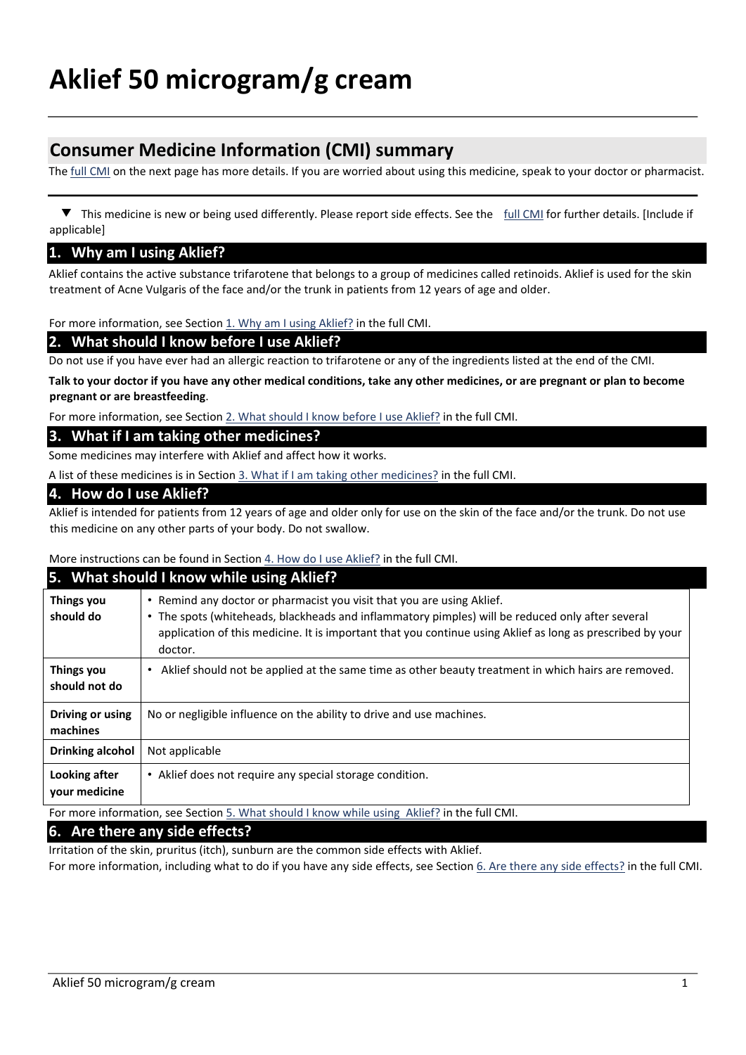# Aklief 50 microgram/g cream

## Consumer Medicine Information (CMI) summary

The full CMI on the next page has more details. If you are worried about using this medicine, speak to your doctor or pharmacist.

▼ This medicine is new or being used differently. Please report side effects. See the full CMI for further details. [Include if applicable]

### 1. Why am I using Aklief?

Aklief contains the active substance trifarotene that belongs to a group of medicines called retinoids. Aklief is used for the skin treatment of Acne Vulgaris of the face and/or the trunk in patients from 12 years of age and older.

For more information, see Section 1. Why am I using Aklief? in the full CMI.

### 2. What should I know before I use Aklief?

Do not use if you have ever had an allergic reaction to trifarotene or any of the ingredients listed at the end of the CMI.

**Talk to your doctor if you have any other medical conditions, take any other medicines, or are pregnant or plan to become pregnant or are breastfeeding**.

For more information, see Section 2. What should I know before I use Aklief? in the full CMI.

### 3. What if I am taking other medicines?

Some medicines may interfere with Aklief and affect how it works.

A list of these medicines is in Section 3. What if I am taking other medicines? in the full CMI.

### 4. How do I use Aklief?

Aklief is intended for patients from 12 years of age and older only for use on the skin of the face and/or the trunk. Do not use this medicine on any other parts of your body. Do not swallow.

More instructions can be found in Section 4. How do I use Aklief? in the full CMI.

### 5. What should I know while using Aklief?

| | |
|---|---|
| **Things you should do** | • Remind any doctor or pharmacist you visit that you are using Aklief.<br>• The spots (whiteheads, blackheads and inflammatory pimples) will be reduced only after several application of this medicine. It is important that you continue using Aklief as long as prescribed by your doctor. |
| **Things you should not do** | • Aklief should not be applied at the same time as other beauty treatment in which hairs are removed. |
| **Driving or using machines** | No or negligible influence on the ability to drive and use machines. |
| **Drinking alcohol** | Not applicable |
| **Looking after your medicine** | • Aklief does not require any special storage condition. |

For more information, see Section 5. What should I know while using Aklief? in the full CMI.

### 6. Are there any side effects?

Irritation of the skin, pruritus (itch), sunburn are the common side effects with Aklief.

For more information, including what to do if you have any side effects, see Section 6. Are there any side effects? in the full CMI.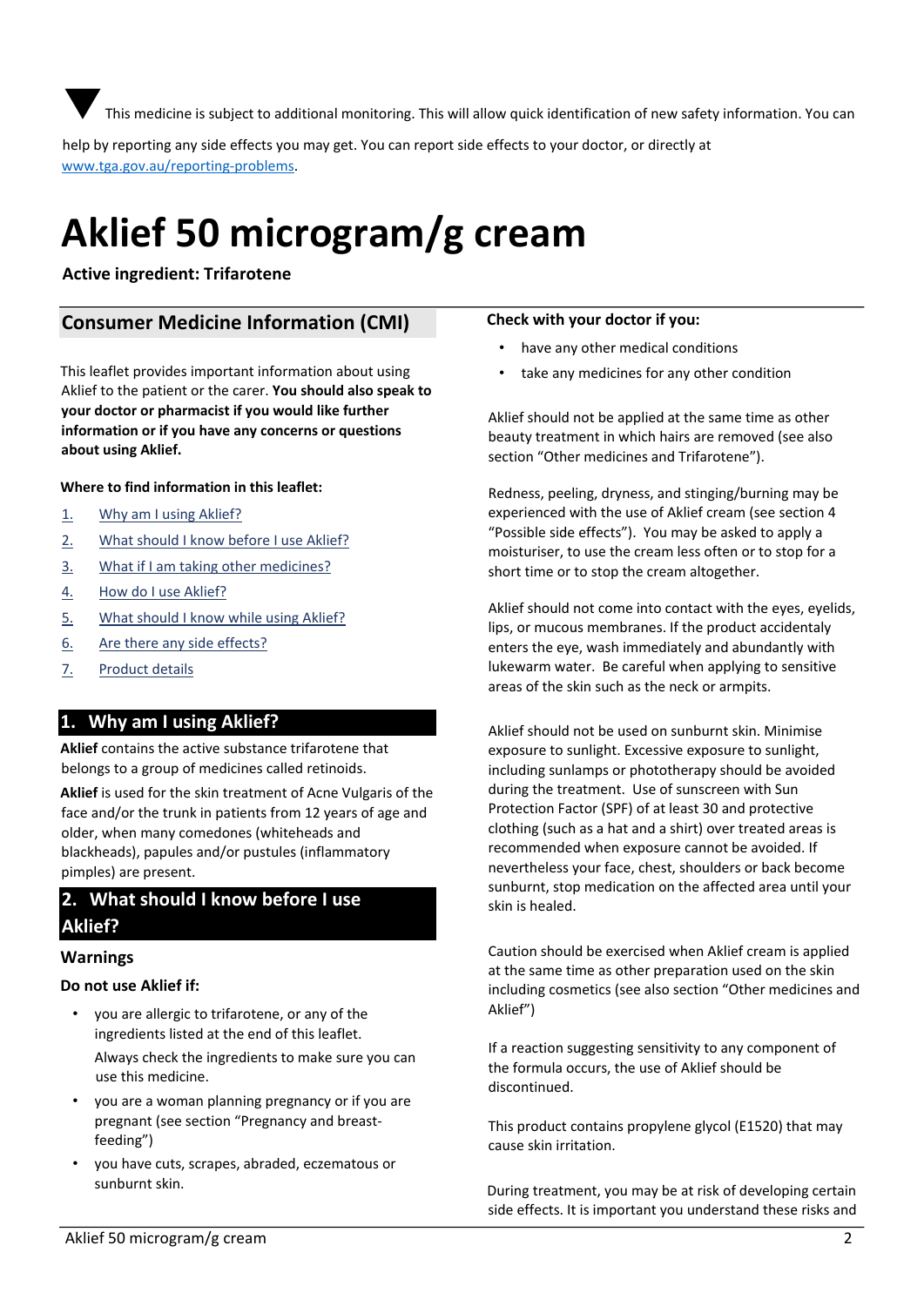▼ This medicine is subject to additional monitoring. This will allow quick identification of new safety information. You can help by reporting any side effects you may get. You can report side effects to your doctor, or directly at www.tga.gov.au/reporting-problems.

# Aklief 50 microgram/g cream

**Active ingredient: Trifarotene**

## Consumer Medicine Information (CMI)

This leaflet provides important information about using Aklief to the patient or the carer. **You should also speak to your doctor or pharmacist if you would like further information or if you have any concerns or questions about using Aklief.**

**Where to find information in this leaflet:**

1. Why am I using Aklief?
2. What should I know before I use Aklief?
3. What if I am taking other medicines?
4. How do I use Aklief?
5. What should I know while using Aklief?
6. Are there any side effects?
7. Product details

## 1. Why am I using Aklief?

**Aklief** contains the active substance trifarotene that belongs to a group of medicines called retinoids.

**Aklief** is used for the skin treatment of Acne Vulgaris of the face and/or the trunk in patients from 12 years of age and older, when many comedones (whiteheads and blackheads), papules and/or pustules (inflammatory pimples) are present.

## 2. What should I know before I use Aklief?

### Warnings

**Do not use Aklief if:**

- you are allergic to trifarotene, or any of the ingredients listed at the end of this leaflet.

  Always check the ingredients to make sure you can use this medicine.
- you are a woman planning pregnancy or if you are pregnant (see section "Pregnancy and breast-feeding")
- you have cuts, scrapes, abraded, eczematous or sunburnt skin.

**Check with your doctor if you:**

- have any other medical conditions
- take any medicines for any other condition

Aklief should not be applied at the same time as other beauty treatment in which hairs are removed (see also section "Other medicines and Trifarotene").

Redness, peeling, dryness, and stinging/burning may be experienced with the use of Aklief cream (see section 4 "Possible side effects"). You may be asked to apply a moisturiser, to use the cream less often or to stop for a short time or to stop the cream altogether.

Aklief should not come into contact with the eyes, eyelids, lips, or mucous membranes. If the product accidentaly enters the eye, wash immediately and abundantly with lukewarm water. Be careful when applying to sensitive areas of the skin such as the neck or armpits.

Aklief should not be used on sunburnt skin. Minimise exposure to sunlight. Excessive exposure to sunlight, including sunlamps or phototherapy should be avoided during the treatment. Use of sunscreen with Sun Protection Factor (SPF) of at least 30 and protective clothing (such as a hat and a shirt) over treated areas is recommended when exposure cannot be avoided. If nevertheless your face, chest, shoulders or back become sunburnt, stop medication on the affected area until your skin is healed.

Caution should be exercised when Aklief cream is applied at the same time as other preparation used on the skin including cosmetics (see also section "Other medicines and Aklief")

If a reaction suggesting sensitivity to any component of the formula occurs, the use of Aklief should be discontinued.

This product contains propylene glycol (E1520) that may cause skin irritation.

During treatment, you may be at risk of developing certain side effects. It is important you understand these risks and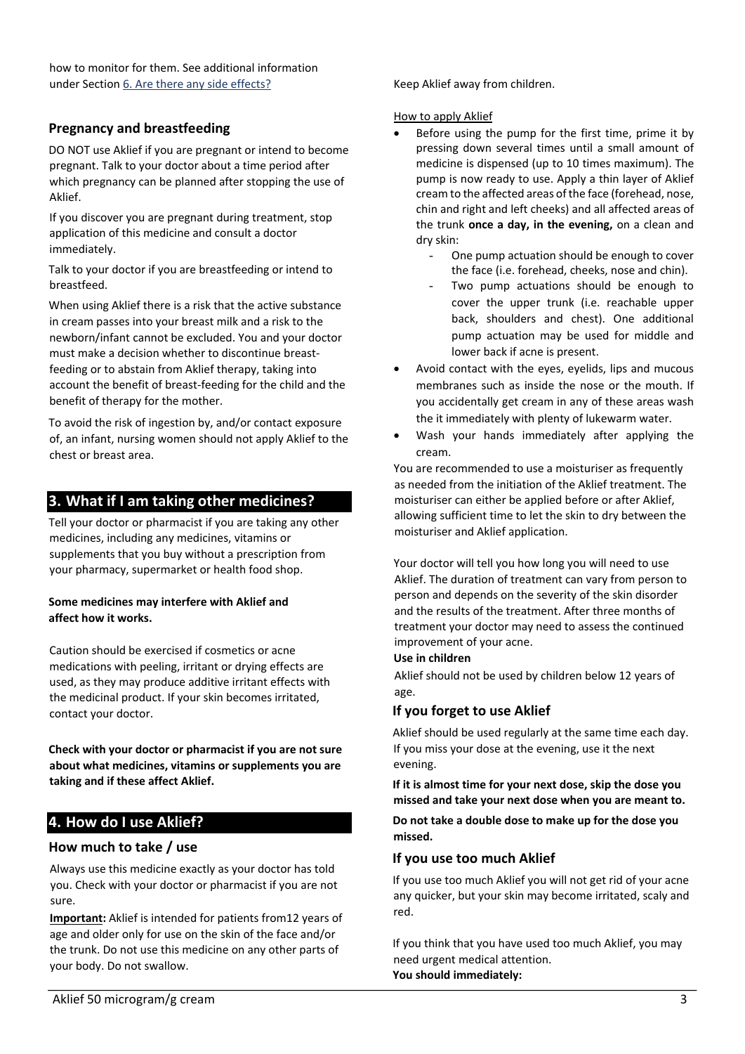how to monitor for them. See additional information under Section 6. Are there any side effects?

## Pregnancy and breastfeeding

DO NOT use Aklief if you are pregnant or intend to become pregnant. Talk to your doctor about a time period after which pregnancy can be planned after stopping the use of Aklief.

If you discover you are pregnant during treatment, stop application of this medicine and consult a doctor immediately.

Talk to your doctor if you are breastfeeding or intend to breastfeed.

When using Aklief there is a risk that the active substance in cream passes into your breast milk and a risk to the newborn/infant cannot be excluded. You and your doctor must make a decision whether to discontinue breast-feeding or to abstain from Aklief therapy, taking into account the benefit of breast-feeding for the child and the benefit of therapy for the mother.

To avoid the risk of ingestion by, and/or contact exposure of, an infant, nursing women should not apply Aklief to the chest or breast area.

# 3. What if I am taking other medicines?

Tell your doctor or pharmacist if you are taking any other medicines, including any medicines, vitamins or supplements that you buy without a prescription from your pharmacy, supermarket or health food shop.

**Some medicines may interfere with Aklief and affect how it works.**

Caution should be exercised if cosmetics or acne medications with peeling, irritant or drying effects are used, as they may produce additive irritant effects with the medicinal product. If your skin becomes irritated, contact your doctor.

**Check with your doctor or pharmacist if you are not sure about what medicines, vitamins or supplements you are taking and if these affect Aklief.**

# 4. How do I use Aklief?

## How much to take / use

Always use this medicine exactly as your doctor has told you. Check with your doctor or pharmacist if you are not sure.

**Important:** Aklief is intended for patients from12 years of age and older only for use on the skin of the face and/or the trunk. Do not use this medicine on any other parts of your body. Do not swallow.

Keep Aklief away from children.

How to apply Aklief

- Before using the pump for the first time, prime it by pressing down several times until a small amount of medicine is dispensed (up to 10 times maximum). The pump is now ready to use. Apply a thin layer of Aklief cream to the affected areas of the face (forehead, nose, chin and right and left cheeks) and all affected areas of the trunk **once a day, in the evening,** on a clean and dry skin:
  - One pump actuation should be enough to cover the face (i.e. forehead, cheeks, nose and chin).
  - Two pump actuations should be enough to cover the upper trunk (i.e. reachable upper back, shoulders and chest). One additional pump actuation may be used for middle and lower back if acne is present.
- Avoid contact with the eyes, eyelids, lips and mucous membranes such as inside the nose or the mouth. If you accidentally get cream in any of these areas wash the it immediately with plenty of lukewarm water.
- Wash your hands immediately after applying the cream.

You are recommended to use a moisturiser as frequently as needed from the initiation of the Aklief treatment. The moisturiser can either be applied before or after Aklief, allowing sufficient time to let the skin to dry between the moisturiser and Aklief application.

Your doctor will tell you how long you will need to use Aklief. The duration of treatment can vary from person to person and depends on the severity of the skin disorder and the results of the treatment. After three months of treatment your doctor may need to assess the continued improvement of your acne.

**Use in children**

Aklief should not be used by children below 12 years of age.

## If you forget to use Aklief

Aklief should be used regularly at the same time each day. If you miss your dose at the evening, use it the next evening.

**If it is almost time for your next dose, skip the dose you missed and take your next dose when you are meant to.**

**Do not take a double dose to make up for the dose you missed.**

## If you use too much Aklief

If you use too much Aklief you will not get rid of your acne any quicker, but your skin may become irritated, scaly and red.

If you think that you have used too much Aklief, you may need urgent medical attention.

**You should immediately:**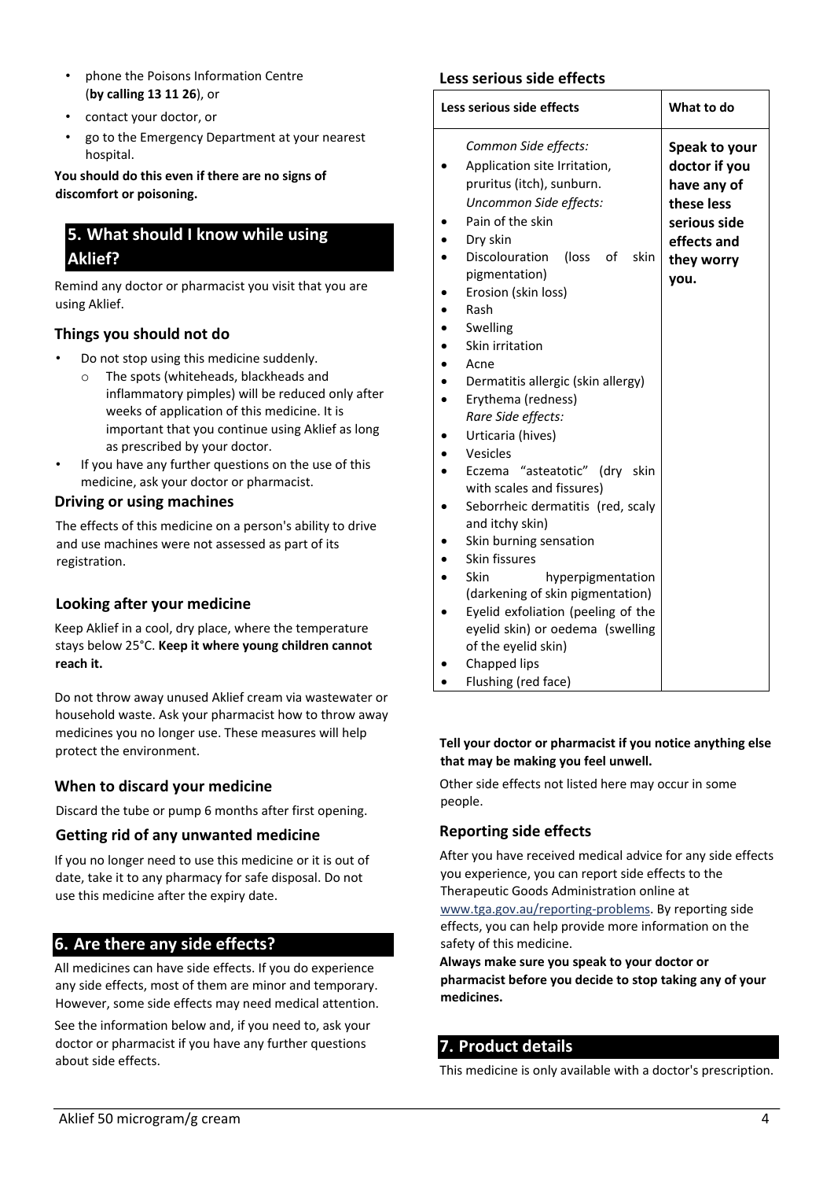- phone the Poisons Information Centre (**by calling 13 11 26**), or
- contact your doctor, or
- go to the Emergency Department at your nearest hospital.

**You should do this even if there are no signs of discomfort or poisoning.**

## 5. What should I know while using Aklief?

Remind any doctor or pharmacist you visit that you are using Aklief.

### Things you should not do

- Do not stop using this medicine suddenly.
  - The spots (whiteheads, blackheads and inflammatory pimples) will be reduced only after weeks of application of this medicine. It is important that you continue using Aklief as long as prescribed by your doctor.
- If you have any further questions on the use of this medicine, ask your doctor or pharmacist.

### Driving or using machines

The effects of this medicine on a person's ability to drive and use machines were not assessed as part of its registration.

### Looking after your medicine

Keep Aklief in a cool, dry place, where the temperature stays below 25°C. **Keep it where young children cannot reach it.**

Do not throw away unused Aklief cream via wastewater or household waste. Ask your pharmacist how to throw away medicines you no longer use. These measures will help protect the environment.

### When to discard your medicine

Discard the tube or pump 6 months after first opening.

### Getting rid of any unwanted medicine

If you no longer need to use this medicine or it is out of date, take it to any pharmacy for safe disposal. Do not use this medicine after the expiry date.

## 6. Are there any side effects?

All medicines can have side effects. If you do experience any side effects, most of them are minor and temporary. However, some side effects may need medical attention.

See the information below and, if you need to, ask your doctor or pharmacist if you have any further questions about side effects.

### Less serious side effects

| Less serious side effects | What to do |
|---|---|
| *Common Side effects:*<br>• Application site Irritation, pruritus (itch), sunburn.<br>*Uncommon Side effects:*<br>• Pain of the skin<br>• Dry skin<br>• Discolouration (loss of skin pigmentation)<br>• Erosion (skin loss)<br>• Rash<br>• Swelling<br>• Skin irritation<br>• Acne<br>• Dermatitis allergic (skin allergy)<br>• Erythema (redness)<br>*Rare Side effects:*<br>• Urticaria (hives)<br>• Vesicles<br>• Eczema "asteatotic" (dry skin with scales and fissures)<br>• Seborrheic dermatitis (red, scaly and itchy skin)<br>• Skin burning sensation<br>• Skin fissures<br>• Skin hyperpigmentation (darkening of skin pigmentation)<br>• Eyelid exfoliation (peeling of the eyelid skin) or oedema (swelling of the eyelid skin)<br>• Chapped lips<br>• Flushing (red face) | **Speak to your doctor if you have any of these less serious side effects and they worry you.** |

**Tell your doctor or pharmacist if you notice anything else that may be making you feel unwell.**

Other side effects not listed here may occur in some people.

### Reporting side effects

After you have received medical advice for any side effects you experience, you can report side effects to the Therapeutic Goods Administration online at www.tga.gov.au/reporting-problems. By reporting side effects, you can help provide more information on the safety of this medicine.

**Always make sure you speak to your doctor or pharmacist before you decide to stop taking any of your medicines.**

## 7. Product details

This medicine is only available with a doctor's prescription.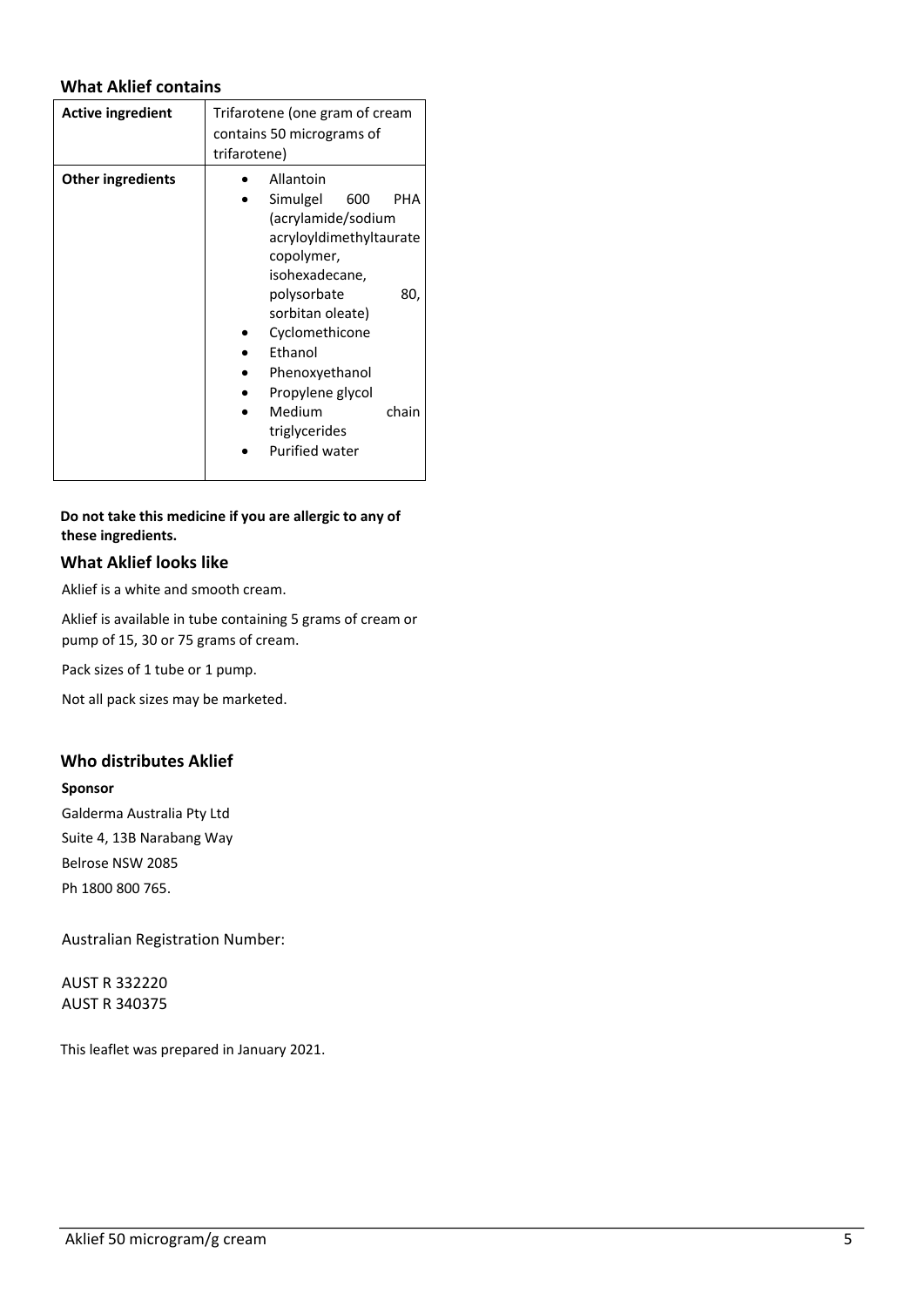## What Aklief contains

| | |
|---|---|
| **Active ingredient** | Trifarotene (one gram of cream contains 50 micrograms of trifarotene) |
| **Other ingredients** | • Allantoin<br>• Simulgel 600 PHA (acrylamide/sodium acryloyldimethyltaurate copolymer, isohexadecane, polysorbate 80, sorbitan oleate)<br>• Cyclomethicone<br>• Ethanol<br>• Phenoxyethanol<br>• Propylene glycol<br>• Medium chain triglycerides<br>• Purified water |

**Do not take this medicine if you are allergic to any of these ingredients.**

## What Aklief looks like

Aklief is a white and smooth cream.

Aklief is available in tube containing 5 grams of cream or pump of 15, 30 or 75 grams of cream.

Pack sizes of 1 tube or 1 pump.

Not all pack sizes may be marketed.

## Who distributes Aklief

**Sponsor**

Galderma Australia Pty Ltd
Suite 4, 13B Narabang Way
Belrose NSW 2085
Ph 1800 800 765.

Australian Registration Number:

AUST R 332220
AUST R 340375

This leaflet was prepared in January 2021.